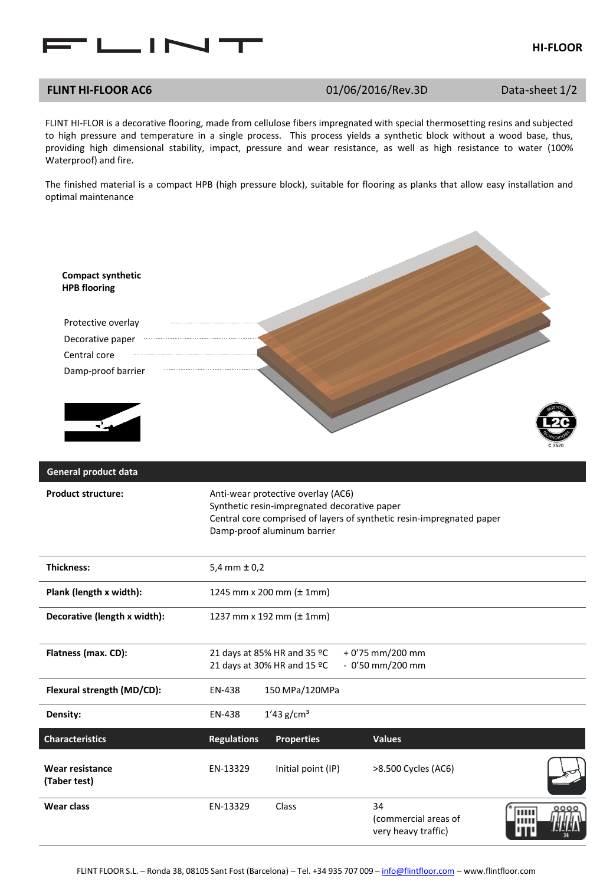# FLINT

**HI-FLOOR**

## FLINT HI-FLOOR AC6

01/06/2016/Rev.3D

Data-sheet 1/2

FLINT HI-FLOR is a decorative flooring, made from cellulose fibers impregnated with special thermosetting resins and subjected to high pressure and temperature in a single process. This process yields a synthetic block without a wood base, thus, providing high dimensional stability, impact, pressure and wear resistance, as well as high resistance to water (100% Waterproof) and fire.

The finished material is a compact HPB (high pressure block), suitable for flooring as planks that allow easy installation and optimal maintenance

**Compact synthetic HPB flooring**

- Protective overlay
- Decorative paper
- Central core
- Damp-proof barrier

PATENTED L2C TECHNOLOGIES C 3520

| General product data | | |
|---|---|---|
| **Product structure:** | Anti-wear protective overlay (AC6)<br>Synthetic resin-impregnated decorative paper<br>Central core comprised of layers of synthetic resin-impregnated paper<br>Damp-proof aluminum barrier | |
| **Thickness:** | 5,4 mm ± 0,2 | |
| **Plank (length x width):** | 1245 mm x 200 mm (± 1mm) | |
| **Decorative (length x width):** | 1237 mm x 192 mm (± 1mm) | |
| **Flatness (max. CD):** | 21 days at 85% HR and 35 ºC<br>21 days at 30% HR and 15 ºC | + 0'75 mm/200 mm<br>- 0'50 mm/200 mm |
| **Flexural strength (MD/CD):** | EN-438 | 150 MPa/120MPa |
| **Density:** | EN-438 | 1'43 g/cm³ |

| Characteristics | Regulations | Properties | Values |
|---|---|---|---|
| **Wear resistance (Taber test)** | EN-13329 | Initial point (IP) | >8.500 Cycles (AC6) |
| **Wear class** | EN-13329 | Class | 34<br>(commercial areas of very heavy traffic) |

FLINT FLOOR S.L. – Ronda 38, 08105 Sant Fost (Barcelona) – Tel. +34 935 707 009 – info@flintfloor.com – www.flintfloor.com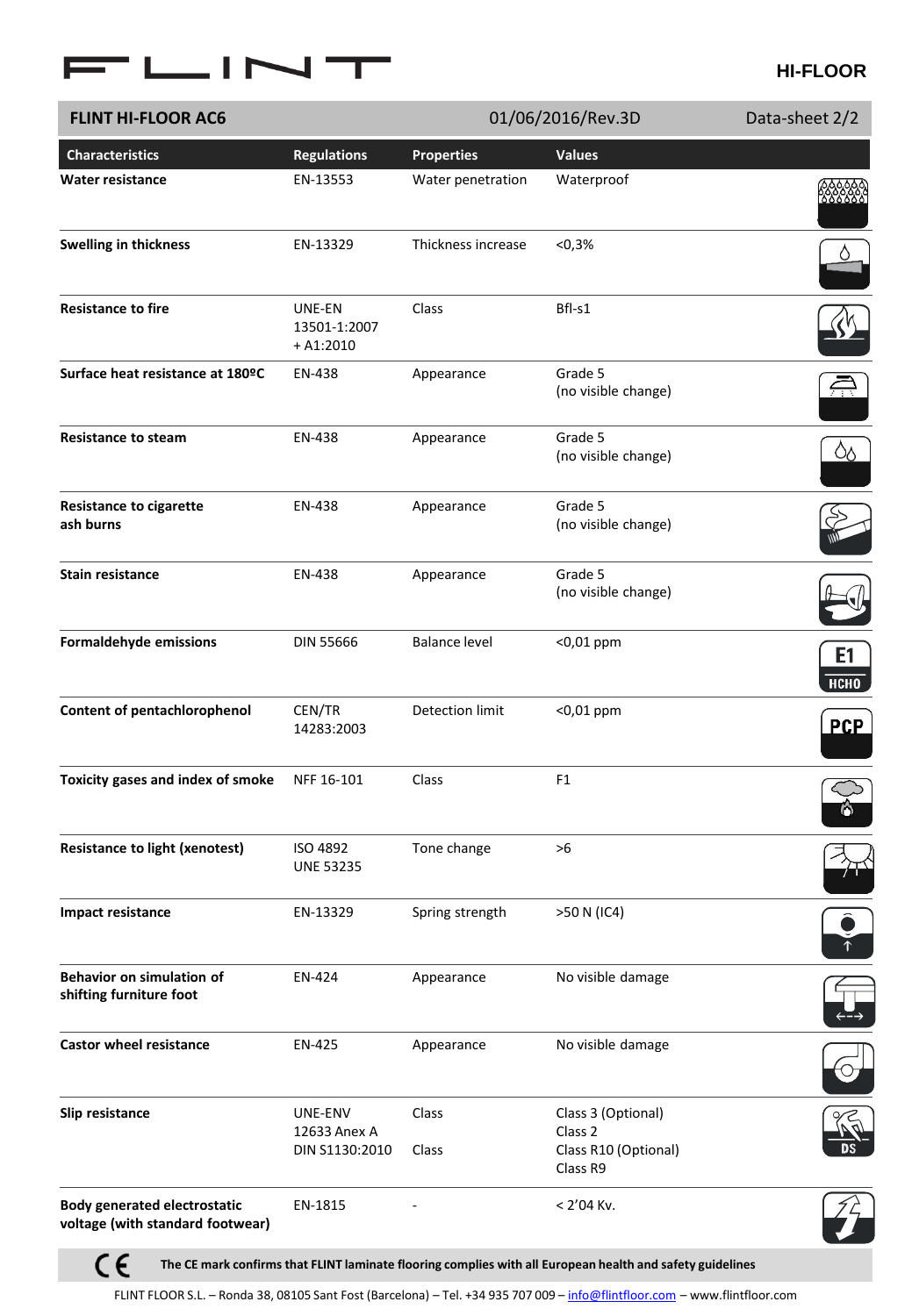# HI-FLOOR

**FLINT HI-FLOOR AC6** — 01/06/2016/Rev.3D — Data-sheet 2/2

| Characteristics | Regulations | Properties | Values |
|---|---|---|---|
| **Water resistance** | EN-13553 | Water penetration | Waterproof |
| **Swelling in thickness** | EN-13329 | Thickness increase | <0,3% |
| **Resistance to fire** | UNE-EN 13501-1:2007 + A1:2010 | Class | Bfl-s1 |
| **Surface heat resistance at 180ºC** | EN-438 | Appearance | Grade 5 (no visible change) |
| **Resistance to steam** | EN-438 | Appearance | Grade 5 (no visible change) |
| **Resistance to cigarette ash burns** | EN-438 | Appearance | Grade 5 (no visible change) |
| **Stain resistance** | EN-438 | Appearance | Grade 5 (no visible change) |
| **Formaldehyde emissions** | DIN 55666 | Balance level | <0,01 ppm |
| **Content of pentachlorophenol** | CEN/TR 14283:2003 | Detection limit | <0,01 ppm |
| **Toxicity gases and index of smoke** | NFF 16-101 | Class | F1 |
| **Resistance to light (xenotest)** | ISO 4892 UNE 53235 | Tone change | >6 |
| **Impact resistance** | EN-13329 | Spring strength | >50 N (IC4) |
| **Behavior on simulation of shifting furniture foot** | EN-424 | Appearance | No visible damage |
| **Castor wheel resistance** | EN-425 | Appearance | No visible damage |
| **Slip resistance** | UNE-ENV 12633 Anex A | Class | Class 3 (Optional) Class 2 |
| | DIN S1130:2010 | Class | Class R10 (Optional) Class R9 |
| **Body generated electrostatic voltage (with standard footwear)** | EN-1815 | - | < 2'04 Kv. |

CE **The CE mark confirms that FLINT laminate flooring complies with all European health and safety guidelines**

FLINT FLOOR S.L. – Ronda 38, 08105 Sant Fost (Barcelona) – Tel. +34 935 707 009 – info@flintfloor.com – www.flintfloor.com